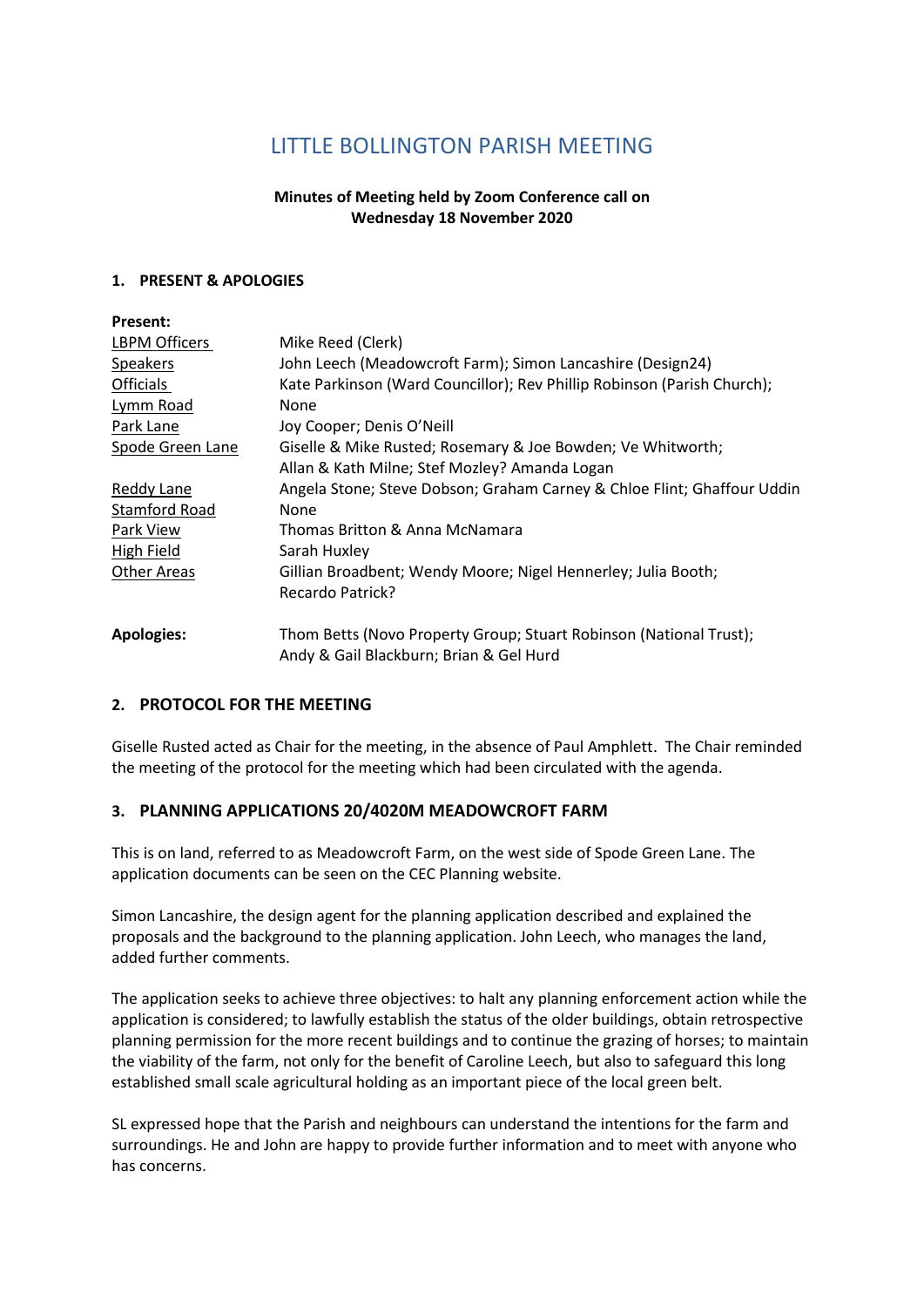# LITTLE BOLLINGTON PARISH MEETING

**Minutes of Meeting held by Zoom Conference call on Wednesday 18 November 2020**

## 1. PRESENT & APOLOGIES

**Present:**

| | |
|---|---|
| LBPM Officers | Mike Reed (Clerk) |
| Speakers | John Leech (Meadowcroft Farm); Simon Lancashire (Design24) |
| Officials | Kate Parkinson (Ward Councillor); Rev Phillip Robinson (Parish Church); |
| Lymm Road | None |
| Park Lane | Joy Cooper; Denis O'Neill |
| Spode Green Lane | Giselle & Mike Rusted; Rosemary & Joe Bowden; Ve Whitworth; Allan & Kath Milne; Stef Mozley? Amanda Logan |
| Reddy Lane | Angela Stone; Steve Dobson; Graham Carney & Chloe Flint; Ghaffour Uddin |
| Stamford Road | None |
| Park View | Thomas Britton & Anna McNamara |
| High Field | Sarah Huxley |
| Other Areas | Gillian Broadbent; Wendy Moore; Nigel Hennerley; Julia Booth; Recardo Patrick? |

**Apologies:** Thom Betts (Novo Property Group; Stuart Robinson (National Trust); Andy & Gail Blackburn; Brian & Gel Hurd

## 2. PROTOCOL FOR THE MEETING

Giselle Rusted acted as Chair for the meeting, in the absence of Paul Amphlett. The Chair reminded the meeting of the protocol for the meeting which had been circulated with the agenda.

## 3. PLANNING APPLICATIONS 20/4020M MEADOWCROFT FARM

This is on land, referred to as Meadowcroft Farm, on the west side of Spode Green Lane. The application documents can be seen on the CEC Planning website.

Simon Lancashire, the design agent for the planning application described and explained the proposals and the background to the planning application. John Leech, who manages the land, added further comments.

The application seeks to achieve three objectives: to halt any planning enforcement action while the application is considered; to lawfully establish the status of the older buildings, obtain retrospective planning permission for the more recent buildings and to continue the grazing of horses; to maintain the viability of the farm, not only for the benefit of Caroline Leech, but also to safeguard this long established small scale agricultural holding as an important piece of the local green belt.

SL expressed hope that the Parish and neighbours can understand the intentions for the farm and surroundings. He and John are happy to provide further information and to meet with anyone who has concerns.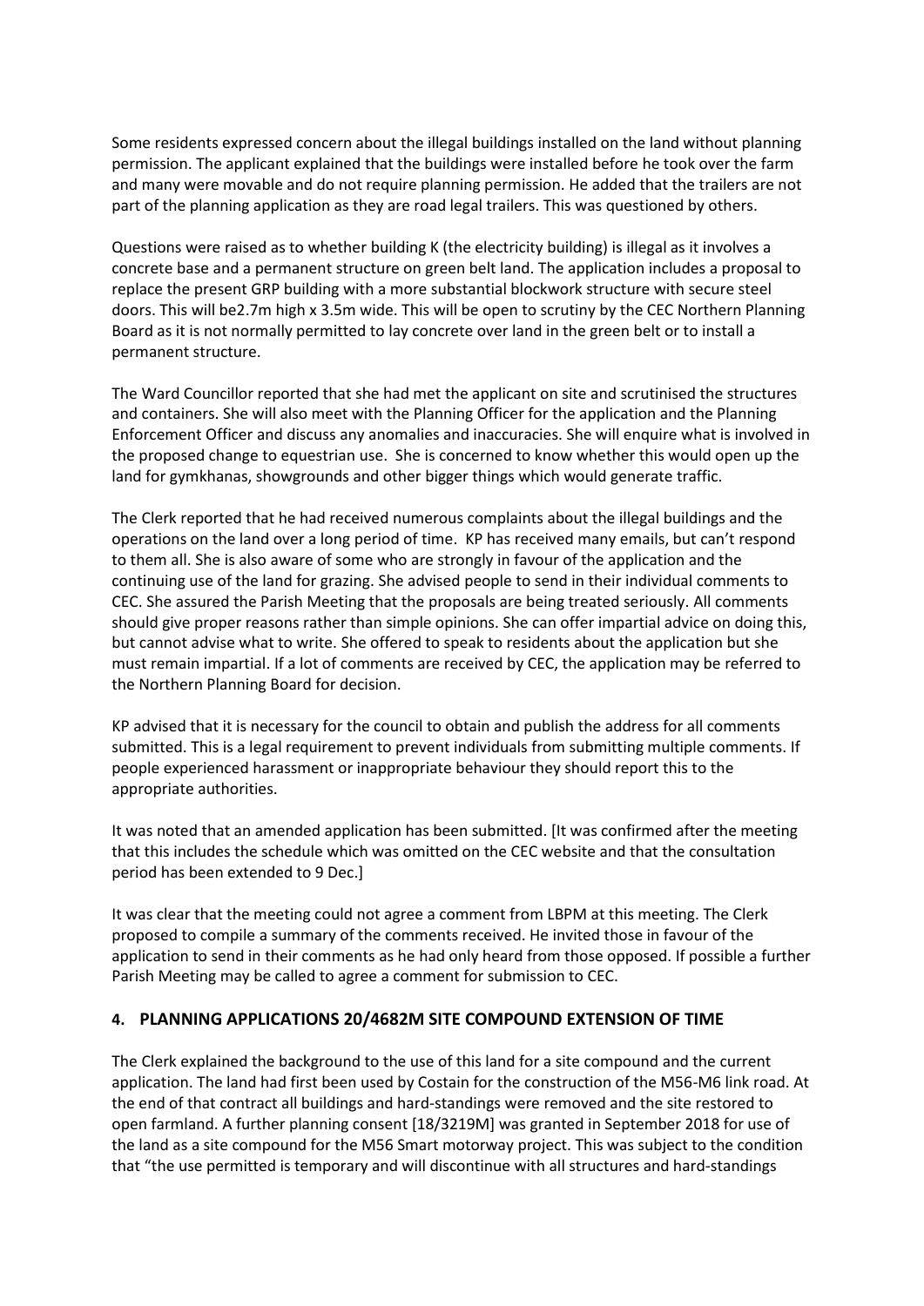Some residents expressed concern about the illegal buildings installed on the land without planning permission. The applicant explained that the buildings were installed before he took over the farm and many were movable and do not require planning permission. He added that the trailers are not part of the planning application as they are road legal trailers. This was questioned by others.

Questions were raised as to whether building K (the electricity building) is illegal as it involves a concrete base and a permanent structure on green belt land. The application includes a proposal to replace the present GRP building with a more substantial blockwork structure with secure steel doors. This will be2.7m high x 3.5m wide. This will be open to scrutiny by the CEC Northern Planning Board as it is not normally permitted to lay concrete over land in the green belt or to install a permanent structure.

The Ward Councillor reported that she had met the applicant on site and scrutinised the structures and containers. She will also meet with the Planning Officer for the application and the Planning Enforcement Officer and discuss any anomalies and inaccuracies. She will enquire what is involved in the proposed change to equestrian use. She is concerned to know whether this would open up the land for gymkhanas, showgrounds and other bigger things which would generate traffic.

The Clerk reported that he had received numerous complaints about the illegal buildings and the operations on the land over a long period of time. KP has received many emails, but can't respond to them all. She is also aware of some who are strongly in favour of the application and the continuing use of the land for grazing. She advised people to send in their individual comments to CEC. She assured the Parish Meeting that the proposals are being treated seriously. All comments should give proper reasons rather than simple opinions. She can offer impartial advice on doing this, but cannot advise what to write. She offered to speak to residents about the application but she must remain impartial. If a lot of comments are received by CEC, the application may be referred to the Northern Planning Board for decision.

KP advised that it is necessary for the council to obtain and publish the address for all comments submitted. This is a legal requirement to prevent individuals from submitting multiple comments. If people experienced harassment or inappropriate behaviour they should report this to the appropriate authorities.

It was noted that an amended application has been submitted. [It was confirmed after the meeting that this includes the schedule which was omitted on the CEC website and that the consultation period has been extended to 9 Dec.]

It was clear that the meeting could not agree a comment from LBPM at this meeting. The Clerk proposed to compile a summary of the comments received. He invited those in favour of the application to send in their comments as he had only heard from those opposed. If possible a further Parish Meeting may be called to agree a comment for submission to CEC.

## 4. PLANNING APPLICATIONS 20/4682M SITE COMPOUND EXTENSION OF TIME

The Clerk explained the background to the use of this land for a site compound and the current application. The land had first been used by Costain for the construction of the M56-M6 link road. At the end of that contract all buildings and hard-standings were removed and the site restored to open farmland. A further planning consent [18/3219M] was granted in September 2018 for use of the land as a site compound for the M56 Smart motorway project. This was subject to the condition that "the use permitted is temporary and will discontinue with all structures and hard-standings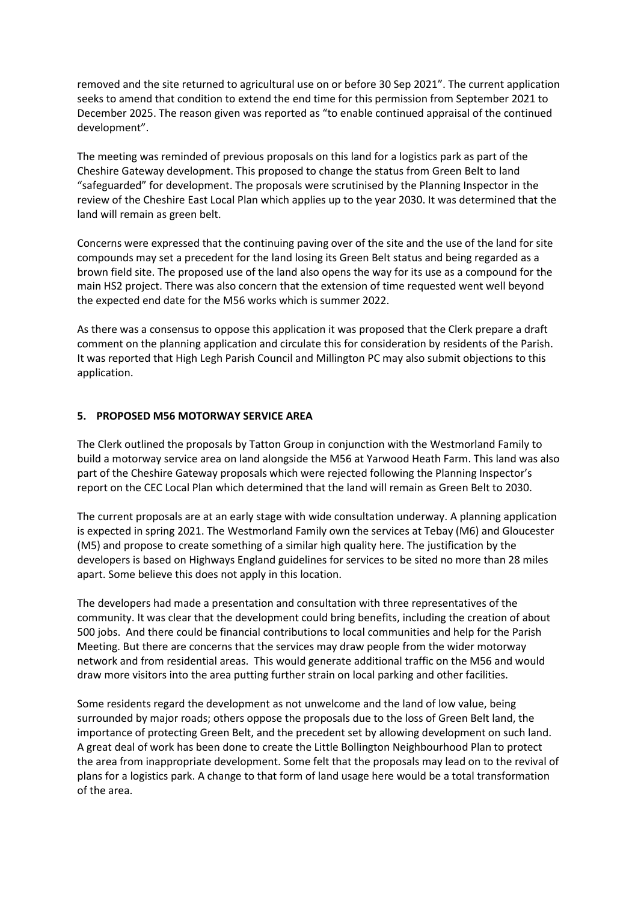removed and the site returned to agricultural use on or before 30 Sep 2021". The current application seeks to amend that condition to extend the end time for this permission from September 2021 to December 2025. The reason given was reported as "to enable continued appraisal of the continued development".

The meeting was reminded of previous proposals on this land for a logistics park as part of the Cheshire Gateway development. This proposed to change the status from Green Belt to land "safeguarded" for development. The proposals were scrutinised by the Planning Inspector in the review of the Cheshire East Local Plan which applies up to the year 2030. It was determined that the land will remain as green belt.

Concerns were expressed that the continuing paving over of the site and the use of the land for site compounds may set a precedent for the land losing its Green Belt status and being regarded as a brown field site. The proposed use of the land also opens the way for its use as a compound for the main HS2 project. There was also concern that the extension of time requested went well beyond the expected end date for the M56 works which is summer 2022.

As there was a consensus to oppose this application it was proposed that the Clerk prepare a draft comment on the planning application and circulate this for consideration by residents of the Parish. It was reported that High Legh Parish Council and Millington PC may also submit objections to this application.

## 5. PROPOSED M56 MOTORWAY SERVICE AREA

The Clerk outlined the proposals by Tatton Group in conjunction with the Westmorland Family to build a motorway service area on land alongside the M56 at Yarwood Heath Farm. This land was also part of the Cheshire Gateway proposals which were rejected following the Planning Inspector's report on the CEC Local Plan which determined that the land will remain as Green Belt to 2030.

The current proposals are at an early stage with wide consultation underway. A planning application is expected in spring 2021. The Westmorland Family own the services at Tebay (M6) and Gloucester (M5) and propose to create something of a similar high quality here. The justification by the developers is based on Highways England guidelines for services to be sited no more than 28 miles apart. Some believe this does not apply in this location.

The developers had made a presentation and consultation with three representatives of the community. It was clear that the development could bring benefits, including the creation of about 500 jobs. And there could be financial contributions to local communities and help for the Parish Meeting. But there are concerns that the services may draw people from the wider motorway network and from residential areas. This would generate additional traffic on the M56 and would draw more visitors into the area putting further strain on local parking and other facilities.

Some residents regard the development as not unwelcome and the land of low value, being surrounded by major roads; others oppose the proposals due to the loss of Green Belt land, the importance of protecting Green Belt, and the precedent set by allowing development on such land. A great deal of work has been done to create the Little Bollington Neighbourhood Plan to protect the area from inappropriate development. Some felt that the proposals may lead on to the revival of plans for a logistics park. A change to that form of land usage here would be a total transformation of the area.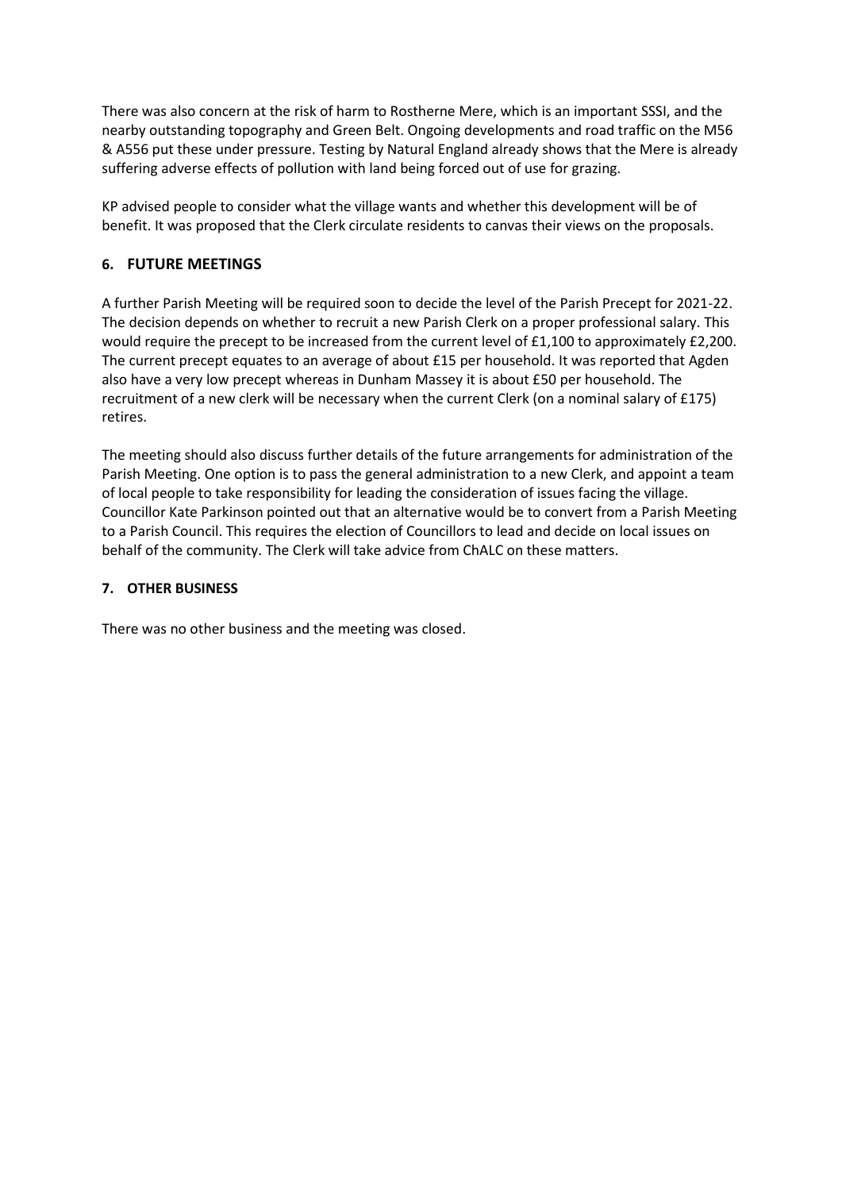There was also concern at the risk of harm to Rostherne Mere, which is an important SSSI, and the nearby outstanding topography and Green Belt. Ongoing developments and road traffic on the M56 & A556 put these under pressure. Testing by Natural England already shows that the Mere is already suffering adverse effects of pollution with land being forced out of use for grazing.

KP advised people to consider what the village wants and whether this development will be of benefit. It was proposed that the Clerk circulate residents to canvas their views on the proposals.

## 6. FUTURE MEETINGS

A further Parish Meeting will be required soon to decide the level of the Parish Precept for 2021-22. The decision depends on whether to recruit a new Parish Clerk on a proper professional salary. This would require the precept to be increased from the current level of £1,100 to approximately £2,200. The current precept equates to an average of about £15 per household. It was reported that Agden also have a very low precept whereas in Dunham Massey it is about £50 per household. The recruitment of a new clerk will be necessary when the current Clerk (on a nominal salary of £175) retires.

The meeting should also discuss further details of the future arrangements for administration of the Parish Meeting. One option is to pass the general administration to a new Clerk, and appoint a team of local people to take responsibility for leading the consideration of issues facing the village. Councillor Kate Parkinson pointed out that an alternative would be to convert from a Parish Meeting to a Parish Council. This requires the election of Councillors to lead and decide on local issues on behalf of the community. The Clerk will take advice from ChALC on these matters.

## 7. OTHER BUSINESS

There was no other business and the meeting was closed.